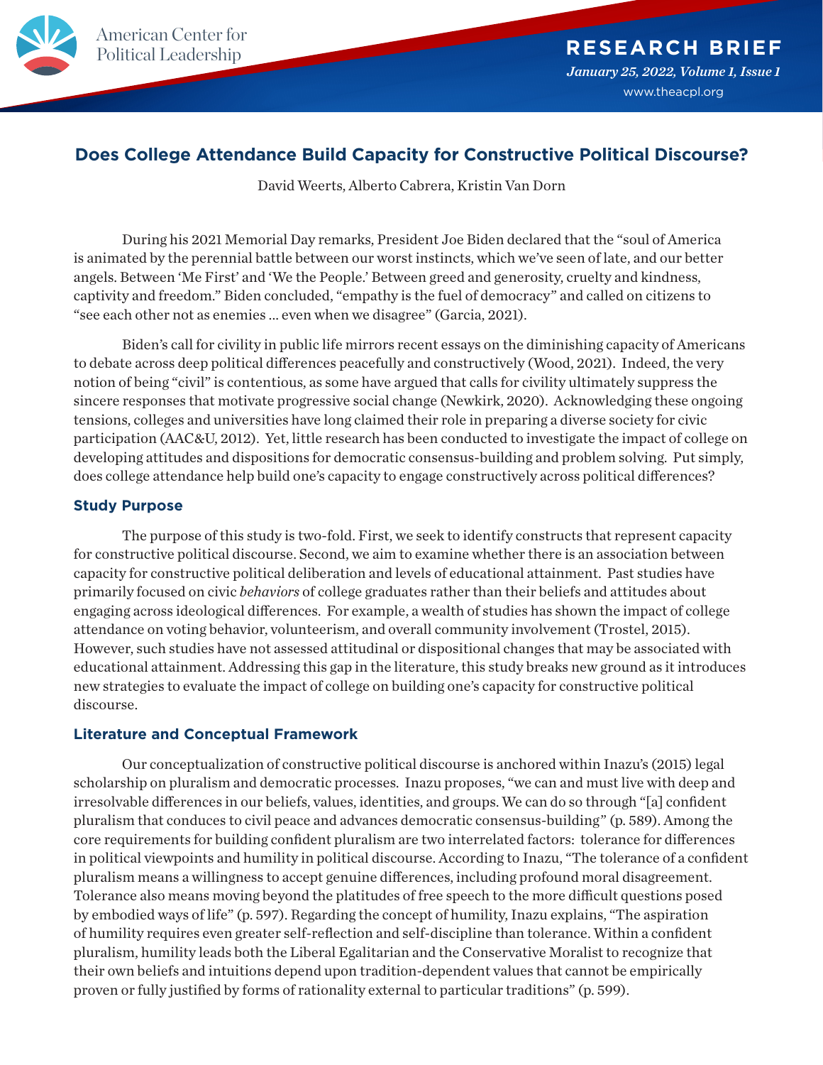American Center for Political Leadership

RESEARCH BRIEF

*January 25, 2022, Volume 1, Issue 1*

www.theacpl.org

# Does College Attendance Build Capacity for Constructive Political Discourse?

David Weerts, Alberto Cabrera, Kristin Van Dorn

During his 2021 Memorial Day remarks, President Joe Biden declared that the "soul of America is animated by the perennial battle between our worst instincts, which we've seen of late, and our better angels. Between 'Me First' and 'We the People.' Between greed and generosity, cruelty and kindness, captivity and freedom." Biden concluded, "empathy is the fuel of democracy" and called on citizens to "see each other not as enemies ... even when we disagree" (Garcia, 2021).

Biden's call for civility in public life mirrors recent essays on the diminishing capacity of Americans to debate across deep political differences peacefully and constructively (Wood, 2021). Indeed, the very notion of being "civil" is contentious, as some have argued that calls for civility ultimately suppress the sincere responses that motivate progressive social change (Newkirk, 2020). Acknowledging these ongoing tensions, colleges and universities have long claimed their role in preparing a diverse society for civic participation (AAC&U, 2012). Yet, little research has been conducted to investigate the impact of college on developing attitudes and dispositions for democratic consensus-building and problem solving. Put simply, does college attendance help build one's capacity to engage constructively across political differences?

## Study Purpose

The purpose of this study is two-fold. First, we seek to identify constructs that represent capacity for constructive political discourse. Second, we aim to examine whether there is an association between capacity for constructive political deliberation and levels of educational attainment. Past studies have primarily focused on civic *behaviors* of college graduates rather than their beliefs and attitudes about engaging across ideological differences. For example, a wealth of studies has shown the impact of college attendance on voting behavior, volunteerism, and overall community involvement (Trostel, 2015). However, such studies have not assessed attitudinal or dispositional changes that may be associated with educational attainment. Addressing this gap in the literature, this study breaks new ground as it introduces new strategies to evaluate the impact of college on building one's capacity for constructive political discourse.

## Literature and Conceptual Framework

Our conceptualization of constructive political discourse is anchored within Inazu's (2015) legal scholarship on pluralism and democratic processes. Inazu proposes, "we can and must live with deep and irresolvable differences in our beliefs, values, identities, and groups. We can do so through "[a] confident pluralism that conduces to civil peace and advances democratic consensus-building" (p. 589). Among the core requirements for building confident pluralism are two interrelated factors: tolerance for differences in political viewpoints and humility in political discourse. According to Inazu, "The tolerance of a confident pluralism means a willingness to accept genuine differences, including profound moral disagreement. Tolerance also means moving beyond the platitudes of free speech to the more difficult questions posed by embodied ways of life" (p. 597). Regarding the concept of humility, Inazu explains, "The aspiration of humility requires even greater self-reflection and self-discipline than tolerance. Within a confident pluralism, humility leads both the Liberal Egalitarian and the Conservative Moralist to recognize that their own beliefs and intuitions depend upon tradition-dependent values that cannot be empirically proven or fully justified by forms of rationality external to particular traditions" (p. 599).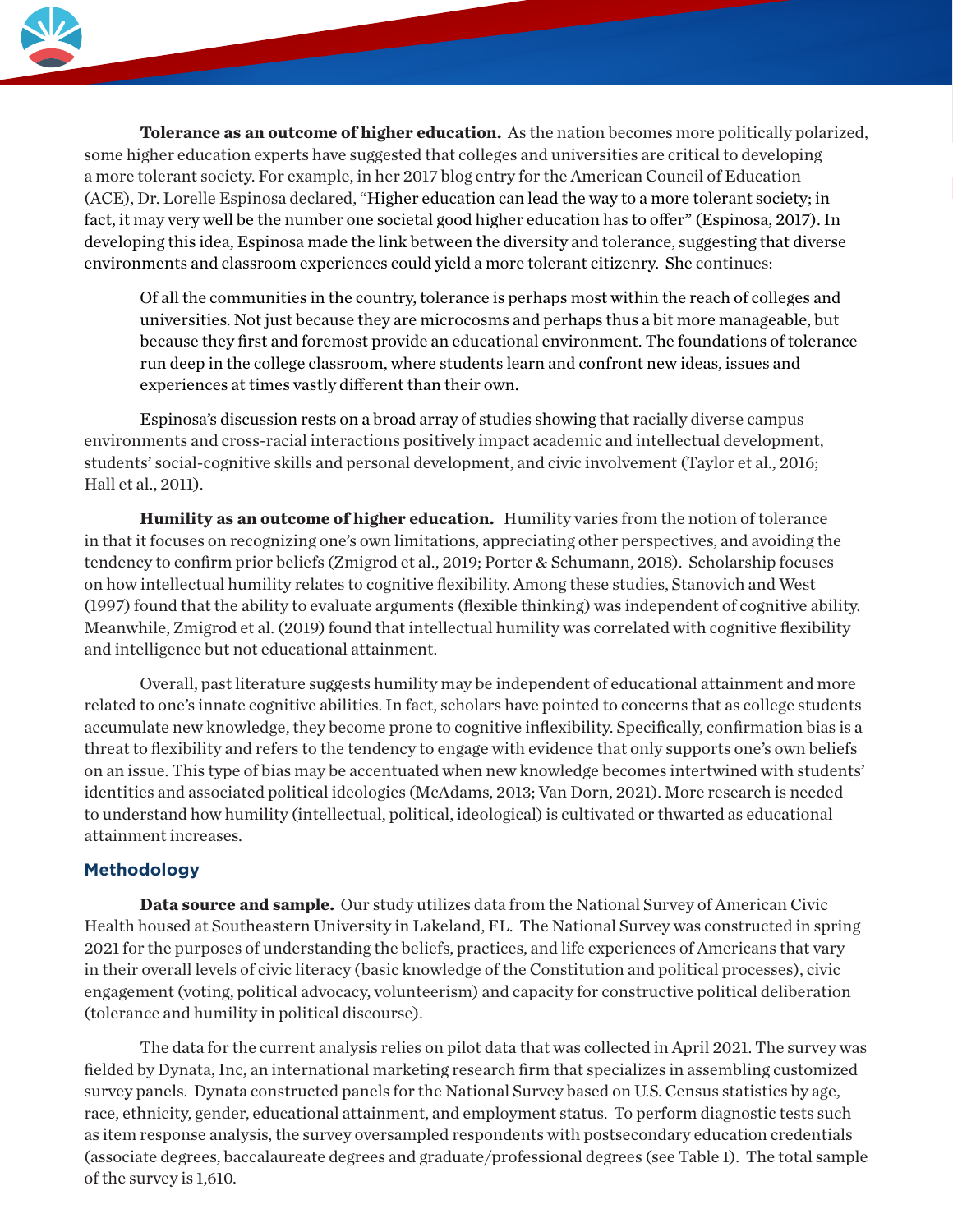**Tolerance as an outcome of higher education.** As the nation becomes more politically polarized, some higher education experts have suggested that colleges and universities are critical to developing a more tolerant society. For example, in her 2017 blog entry for the American Council of Education (ACE), Dr. Lorelle Espinosa declared, "Higher education can lead the way to a more tolerant society; in fact, it may very well be the number one societal good higher education has to offer" (Espinosa, 2017). In developing this idea, Espinosa made the link between the diversity and tolerance, suggesting that diverse environments and classroom experiences could yield a more tolerant citizenry. She continues:

> Of all the communities in the country, tolerance is perhaps most within the reach of colleges and universities. Not just because they are microcosms and perhaps thus a bit more manageable, but because they first and foremost provide an educational environment. The foundations of tolerance run deep in the college classroom, where students learn and confront new ideas, issues and experiences at times vastly different than their own.

Espinosa's discussion rests on a broad array of studies showing that racially diverse campus environments and cross-racial interactions positively impact academic and intellectual development, students' social-cognitive skills and personal development, and civic involvement (Taylor et al., 2016; Hall et al., 2011).

**Humility as an outcome of higher education.** Humility varies from the notion of tolerance in that it focuses on recognizing one's own limitations, appreciating other perspectives, and avoiding the tendency to confirm prior beliefs (Zmigrod et al., 2019; Porter & Schumann, 2018). Scholarship focuses on how intellectual humility relates to cognitive flexibility. Among these studies, Stanovich and West (1997) found that the ability to evaluate arguments (flexible thinking) was independent of cognitive ability. Meanwhile, Zmigrod et al. (2019) found that intellectual humility was correlated with cognitive flexibility and intelligence but not educational attainment.

Overall, past literature suggests humility may be independent of educational attainment and more related to one's innate cognitive abilities. In fact, scholars have pointed to concerns that as college students accumulate new knowledge, they become prone to cognitive inflexibility. Specifically, confirmation bias is a threat to flexibility and refers to the tendency to engage with evidence that only supports one's own beliefs on an issue. This type of bias may be accentuated when new knowledge becomes intertwined with students' identities and associated political ideologies (McAdams, 2013; Van Dorn, 2021). More research is needed to understand how humility (intellectual, political, ideological) is cultivated or thwarted as educational attainment increases.

## Methodology

**Data source and sample.** Our study utilizes data from the National Survey of American Civic Health housed at Southeastern University in Lakeland, FL. The National Survey was constructed in spring 2021 for the purposes of understanding the beliefs, practices, and life experiences of Americans that vary in their overall levels of civic literacy (basic knowledge of the Constitution and political processes), civic engagement (voting, political advocacy, volunteerism) and capacity for constructive political deliberation (tolerance and humility in political discourse).

The data for the current analysis relies on pilot data that was collected in April 2021. The survey was fielded by Dynata, Inc, an international marketing research firm that specializes in assembling customized survey panels. Dynata constructed panels for the National Survey based on U.S. Census statistics by age, race, ethnicity, gender, educational attainment, and employment status. To perform diagnostic tests such as item response analysis, the survey oversampled respondents with postsecondary education credentials (associate degrees, baccalaureate degrees and graduate/professional degrees (see Table 1). The total sample of the survey is 1,610.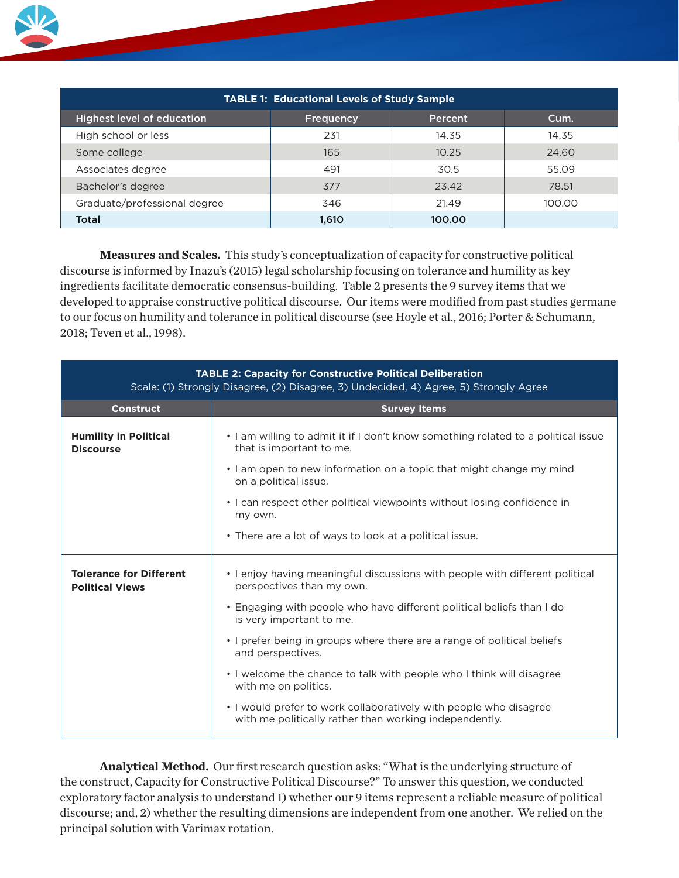**TABLE 1: Educational Levels of Study Sample**

| Highest level of education | Frequency | Percent | Cum. |
|---|---|---|---|
| High school or less | 231 | 14.35 | 14.35 |
| Some college | 165 | 10.25 | 24.60 |
| Associates degree | 491 | 30.5 | 55.09 |
| Bachelor's degree | 377 | 23.42 | 78.51 |
| Graduate/professional degree | 346 | 21.49 | 100.00 |
| **Total** | **1,610** | **100.00** | |

**Measures and Scales.** This study's conceptualization of capacity for constructive political discourse is informed by Inazu's (2015) legal scholarship focusing on tolerance and humility as key ingredients facilitate democratic consensus-building. Table 2 presents the 9 survey items that we developed to appraise constructive political discourse. Our items were modified from past studies germane to our focus on humility and tolerance in political discourse (see Hoyle et al., 2016; Porter & Schumann, 2018; Teven et al., 1998).

**TABLE 2: Capacity for Constructive Political Deliberation**
Scale: (1) Strongly Disagree, (2) Disagree, 3) Undecided, 4) Agree, 5) Strongly Agree

| Construct | Survey Items |
|---|---|
| **Humility in Political Discourse** | • I am willing to admit it if I don't know something related to a political issue that is important to me.<br>• I am open to new information on a topic that might change my mind on a political issue.<br>• I can respect other political viewpoints without losing confidence in my own.<br>• There are a lot of ways to look at a political issue. |
| **Tolerance for Different Political Views** | • I enjoy having meaningful discussions with people with different political perspectives than my own.<br>• Engaging with people who have different political beliefs than I do is very important to me.<br>• I prefer being in groups where there are a range of political beliefs and perspectives.<br>• I welcome the chance to talk with people who I think will disagree with me on politics.<br>• I would prefer to work collaboratively with people who disagree with me politically rather than working independently. |

**Analytical Method.** Our first research question asks: "What is the underlying structure of the construct, Capacity for Constructive Political Discourse?" To answer this question, we conducted exploratory factor analysis to understand 1) whether our 9 items represent a reliable measure of political discourse; and, 2) whether the resulting dimensions are independent from one another. We relied on the principal solution with Varimax rotation.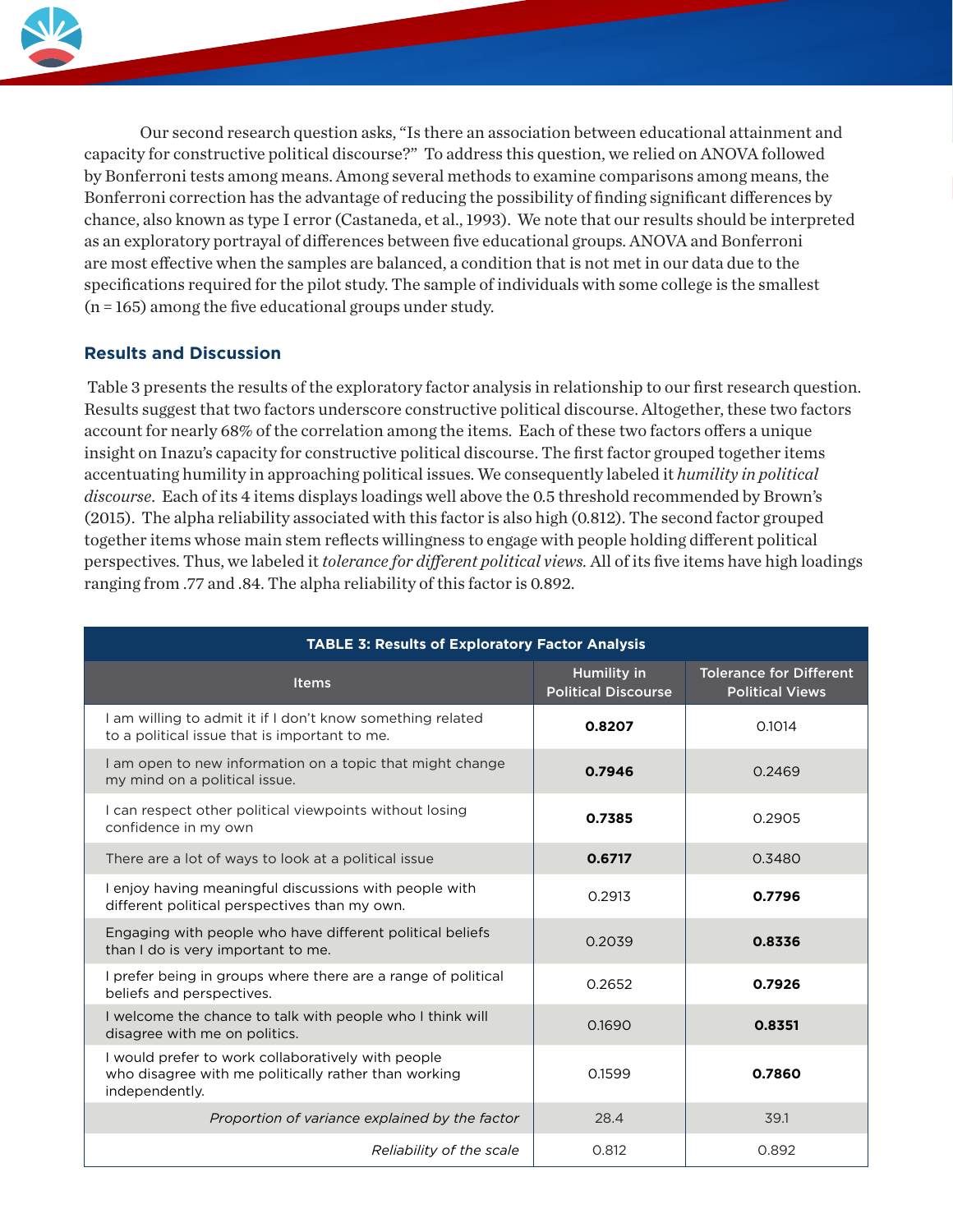Our second research question asks, "Is there an association between educational attainment and capacity for constructive political discourse?" To address this question, we relied on ANOVA followed by Bonferroni tests among means. Among several methods to examine comparisons among means, the Bonferroni correction has the advantage of reducing the possibility of finding significant differences by chance, also known as type I error (Castaneda, et al., 1993). We note that our results should be interpreted as an exploratory portrayal of differences between five educational groups. ANOVA and Bonferroni are most effective when the samples are balanced, a condition that is not met in our data due to the specifications required for the pilot study. The sample of individuals with some college is the smallest (n = 165) among the five educational groups under study.

## Results and Discussion

Table 3 presents the results of the exploratory factor analysis in relationship to our first research question. Results suggest that two factors underscore constructive political discourse. Altogether, these two factors account for nearly 68% of the correlation among the items. Each of these two factors offers a unique insight on Inazu's capacity for constructive political discourse. The first factor grouped together items accentuating humility in approaching political issues. We consequently labeled it *humility in political discourse*. Each of its 4 items displays loadings well above the 0.5 threshold recommended by Brown's (2015). The alpha reliability associated with this factor is also high (0.812). The second factor grouped together items whose main stem reflects willingness to engage with people holding different political perspectives. Thus, we labeled it *tolerance for different political views*. All of its five items have high loadings ranging from .77 and .84. The alpha reliability of this factor is 0.892.

**TABLE 3: Results of Exploratory Factor Analysis**

| Items | Humility in Political Discourse | Tolerance for Different Political Views |
|---|---|---|
| I am willing to admit it if I don't know something related to a political issue that is important to me. | **0.8207** | 0.1014 |
| I am open to new information on a topic that might change my mind on a political issue. | **0.7946** | 0.2469 |
| I can respect other political viewpoints without losing confidence in my own | **0.7385** | 0.2905 |
| There are a lot of ways to look at a political issue | **0.6717** | 0.3480 |
| I enjoy having meaningful discussions with people with different political perspectives than my own. | 0.2913 | **0.7796** |
| Engaging with people who have different political beliefs than I do is very important to me. | 0.2039 | **0.8336** |
| I prefer being in groups where there are a range of political beliefs and perspectives. | 0.2652 | **0.7926** |
| I welcome the chance to talk with people who I think will disagree with me on politics. | 0.1690 | **0.8351** |
| I would prefer to work collaboratively with people who disagree with me politically rather than working independently. | 0.1599 | **0.7860** |
| *Proportion of variance explained by the factor* | 28.4 | 39.1 |
| *Reliability of the scale* | 0.812 | 0.892 |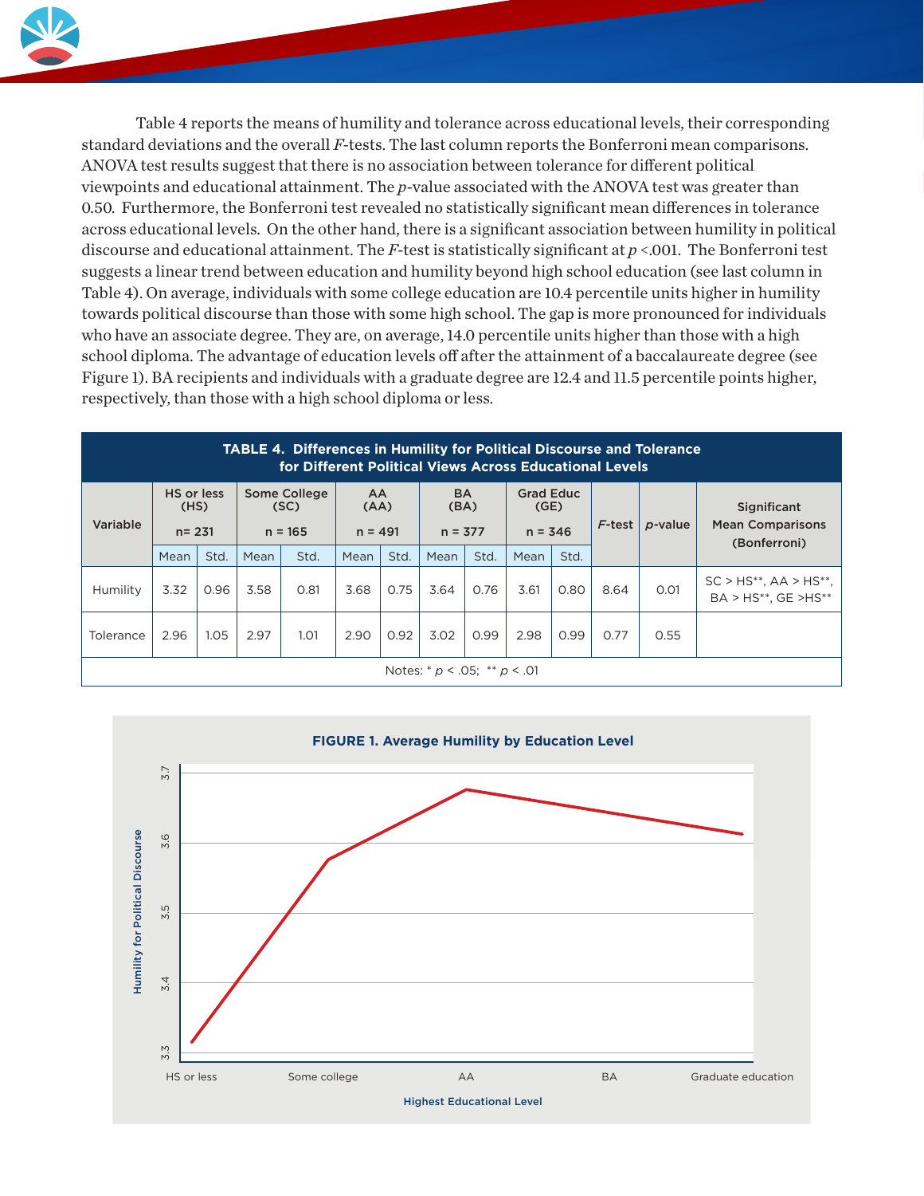Table 4 reports the means of humility and tolerance across educational levels, their corresponding standard deviations and the overall *F*-tests. The last column reports the Bonferroni mean comparisons. ANOVA test results suggest that there is no association between tolerance for different political viewpoints and educational attainment. The *p*-value associated with the ANOVA test was greater than 0.50. Furthermore, the Bonferroni test revealed no statistically significant mean differences in tolerance across educational levels. On the other hand, there is a significant association between humility in political discourse and educational attainment. The *F*-test is statistically significant at $p < .001$. The Bonferroni test suggests a linear trend between education and humility beyond high school education (see last column in Table 4). On average, individuals with some college education are 10.4 percentile units higher in humility towards political discourse than those with some high school. The gap is more pronounced for individuals who have an associate degree. They are, on average, 14.0 percentile units higher than those with a high school diploma. The advantage of education levels off after the attainment of a baccalaureate degree (see Figure 1). BA recipients and individuals with a graduate degree are 12.4 and 11.5 percentile points higher, respectively, than those with a high school diploma or less.

**TABLE 4. Differences in Humility for Political Discourse and Tolerance for Different Political Views Across Educational Levels**

| Variable | HS or less (HS) n= 231 | | Some College (SC) n = 165 | | AA (AA) n = 491 | | BA (BA) n = 377 | | Grad Educ (GE) n = 346 | | *F*-test | *p*-value | Significant Mean Comparisons (Bonferroni) |
|---|---|---|---|---|---|---|---|---|---|---|---|---|---|
| | Mean | Std. | Mean | Std. | Mean | Std. | Mean | Std. | Mean | Std. | | | |
| Humility | 3.32 | 0.96 | 3.58 | 0.81 | 3.68 | 0.75 | 3.64 | 0.76 | 3.61 | 0.80 | 8.64 | 0.01 | SC > HS**, AA > HS**, BA > HS**, GE >HS** |
| Tolerance | 2.96 | 1.05 | 2.97 | 1.01 | 2.90 | 0.92 | 3.02 | 0.99 | 2.98 | 0.99 | 0.77 | 0.55 | |

Notes: * $p < .05$; ** $p < .01$

**FIGURE 1. Average Humility by Education Level**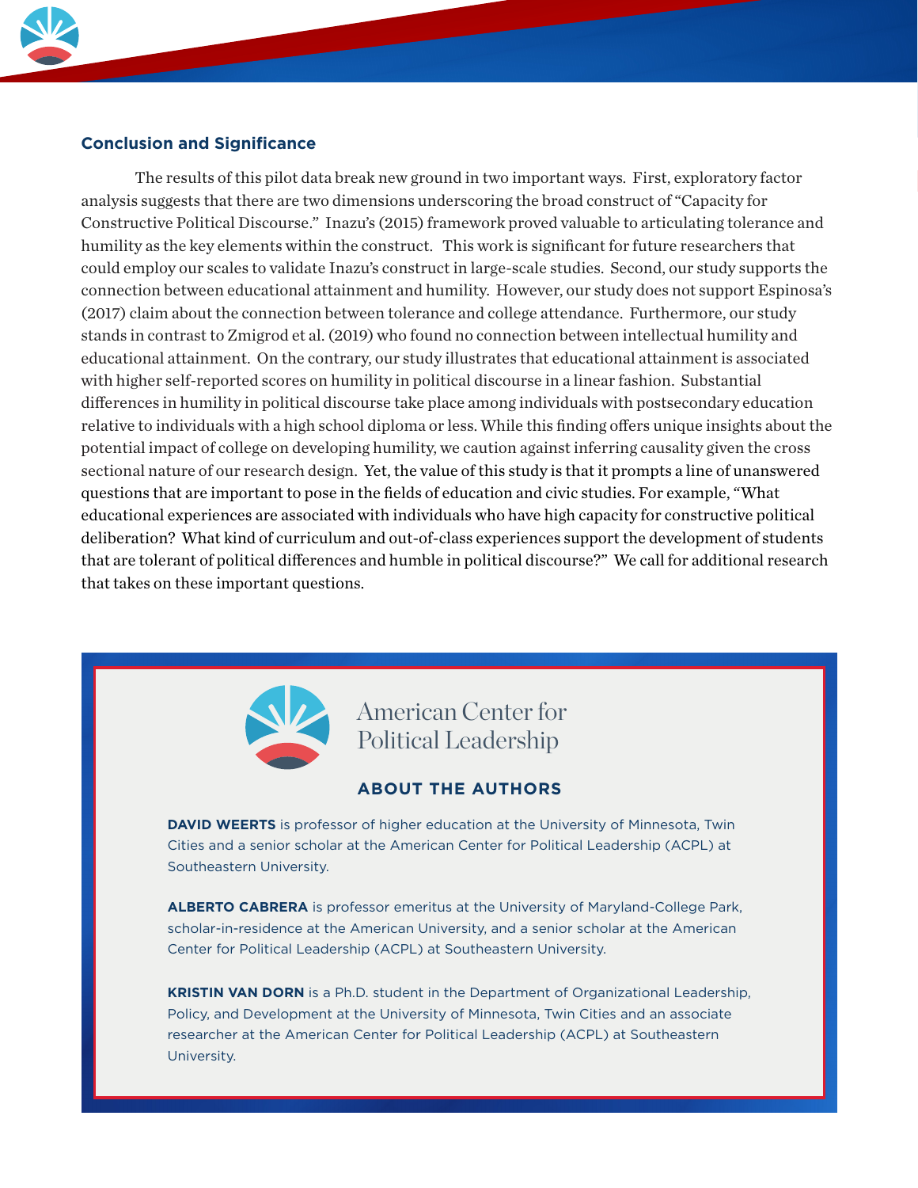## Conclusion and Significance

The results of this pilot data break new ground in two important ways. First, exploratory factor analysis suggests that there are two dimensions underscoring the broad construct of "Capacity for Constructive Political Discourse." Inazu's (2015) framework proved valuable to articulating tolerance and humility as the key elements within the construct. This work is significant for future researchers that could employ our scales to validate Inazu's construct in large-scale studies. Second, our study supports the connection between educational attainment and humility. However, our study does not support Espinosa's (2017) claim about the connection between tolerance and college attendance. Furthermore, our study stands in contrast to Zmigrod et al. (2019) who found no connection between intellectual humility and educational attainment. On the contrary, our study illustrates that educational attainment is associated with higher self-reported scores on humility in political discourse in a linear fashion. Substantial differences in humility in political discourse take place among individuals with postsecondary education relative to individuals with a high school diploma or less. While this finding offers unique insights about the potential impact of college on developing humility, we caution against inferring causality given the cross sectional nature of our research design. Yet, the value of this study is that it prompts a line of unanswered questions that are important to pose in the fields of education and civic studies. For example, "What educational experiences are associated with individuals who have high capacity for constructive political deliberation? What kind of curriculum and out-of-class experiences support the development of students that are tolerant of political differences and humble in political discourse?" We call for additional research that takes on these important questions.

American Center for Political Leadership

### ABOUT THE AUTHORS

**DAVID WEERTS** is professor of higher education at the University of Minnesota, Twin Cities and a senior scholar at the American Center for Political Leadership (ACPL) at Southeastern University.

**ALBERTO CABRERA** is professor emeritus at the University of Maryland-College Park, scholar-in-residence at the American University, and a senior scholar at the American Center for Political Leadership (ACPL) at Southeastern University.

**KRISTIN VAN DORN** is a Ph.D. student in the Department of Organizational Leadership, Policy, and Development at the University of Minnesota, Twin Cities and an associate researcher at the American Center for Political Leadership (ACPL) at Southeastern University.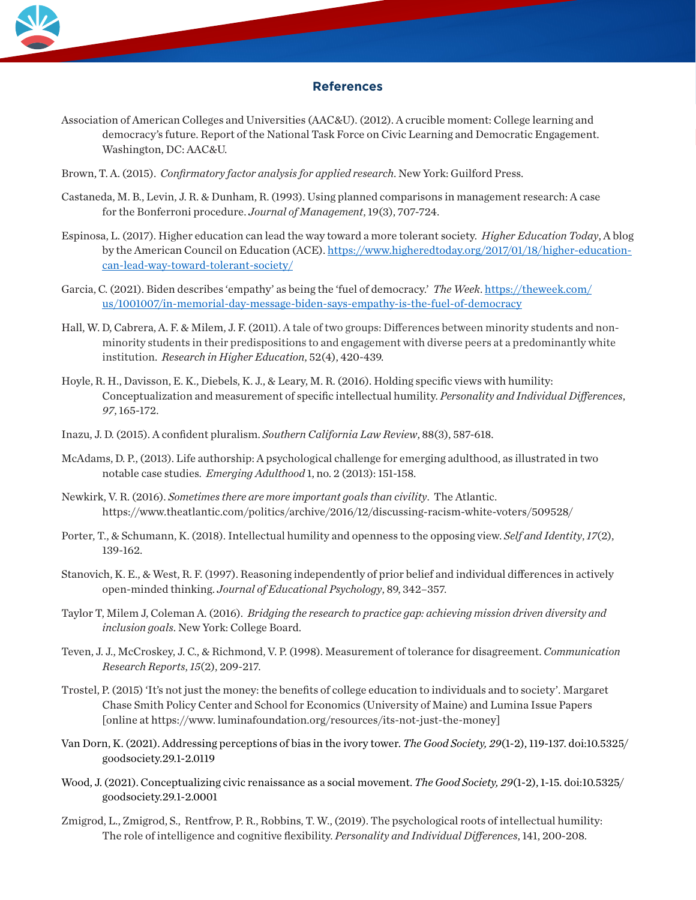## References

Association of American Colleges and Universities (AAC&U). (2012). A crucible moment: College learning and democracy's future. Report of the National Task Force on Civic Learning and Democratic Engagement. Washington, DC: AAC&U.

Brown, T. A. (2015). *Confirmatory factor analysis for applied research*. New York: Guilford Press.

Castaneda, M. B., Levin, J. R. & Dunham, R. (1993). Using planned comparisons in management research: A case for the Bonferroni procedure. *Journal of Management*, 19(3), 707-724.

Espinosa, L. (2017). Higher education can lead the way toward a more tolerant society. *Higher Education Today*, A blog by the American Council on Education (ACE). https://www.higheredtoday.org/2017/01/18/higher-education-can-lead-way-toward-tolerant-society/

Garcia, C. (2021). Biden describes 'empathy' as being the 'fuel of democracy.' *The Week*. https://theweek.com/us/1001007/in-memorial-day-message-biden-says-empathy-is-the-fuel-of-democracy

Hall, W. D, Cabrera, A. F. & Milem, J. F. (2011). A tale of two groups: Differences between minority students and non-minority students in their predispositions to and engagement with diverse peers at a predominantly white institution. *Research in Higher Education*, 52(4), 420-439.

Hoyle, R. H., Davisson, E. K., Diebels, K. J., & Leary, M. R. (2016). Holding specific views with humility: Conceptualization and measurement of specific intellectual humility. *Personality and Individual Differences, 97*, 165-172.

Inazu, J. D. (2015). A confident pluralism. *Southern California Law Review*, 88(3), 587-618.

McAdams, D. P., (2013). Life authorship: A psychological challenge for emerging adulthood, as illustrated in two notable case studies. *Emerging Adulthood* 1, no. 2 (2013): 151-158.

Newkirk, V. R. (2016). *Sometimes there are more important goals than civility*. The Atlantic. https://www.theatlantic.com/politics/archive/2016/12/discussing-racism-white-voters/509528/

Porter, T., & Schumann, K. (2018). Intellectual humility and openness to the opposing view. *Self and Identity*, *17*(2), 139-162.

Stanovich, K. E., & West, R. F. (1997). Reasoning independently of prior belief and individual differences in actively open-minded thinking. *Journal of Educational Psychology*, 89, 342–357.

Taylor T, Milem J, Coleman A. (2016). *Bridging the research to practice gap: achieving mission driven diversity and inclusion goals*. New York: College Board.

Teven, J. J., McCroskey, J. C., & Richmond, V. P. (1998). Measurement of tolerance for disagreement. *Communication Research Reports, 15*(2), 209-217.

Trostel, P. (2015) 'It's not just the money: the benefits of college education to individuals and to society'. Margaret Chase Smith Policy Center and School for Economics (University of Maine) and Lumina Issue Papers [online at https://www. luminafoundation.org/resources/its-not-just-the-money]

Van Dorn, K. (2021). Addressing perceptions of bias in the ivory tower. *The Good Society, 29*(1-2), 119-137. doi:10.5325/goodsociety.29.1-2.0119

Wood, J. (2021). Conceptualizing civic renaissance as a social movement. *The Good Society, 29*(1-2), 1-15. doi:10.5325/goodsociety.29.1-2.0001

Zmigrod, L., Zmigrod, S., Rentfrow, P. R., Robbins, T. W., (2019). The psychological roots of intellectual humility: The role of intelligence and cognitive flexibility. *Personality and Individual Differences*, 141, 200-208.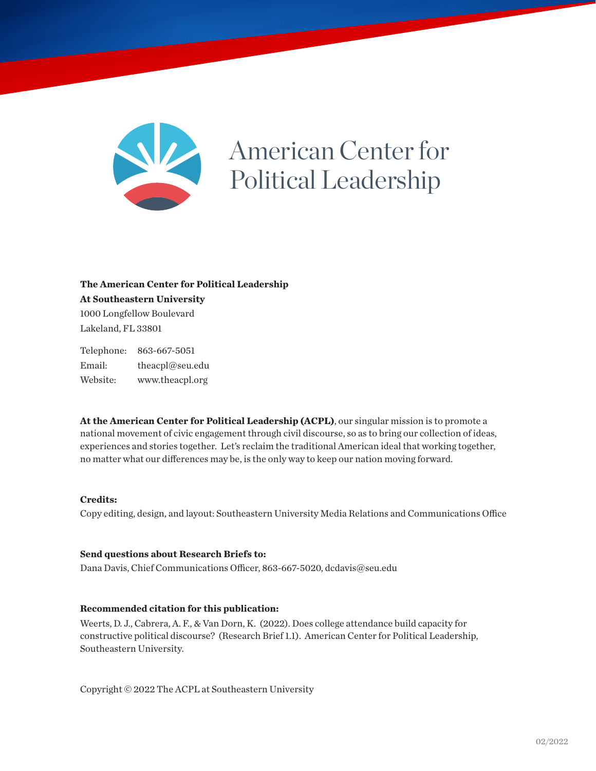# American Center for Political Leadership

**The American Center for Political Leadership**
**At Southeastern University**
1000 Longfellow Boulevard
Lakeland, FL 33801

| | |
|---|---|
| Telephone: | 863-667-5051 |
| Email: | theacpl@seu.edu |
| Website: | www.theacpl.org |

**At the American Center for Political Leadership (ACPL)**, our singular mission is to promote a national movement of civic engagement through civil discourse, so as to bring our collection of ideas, experiences and stories together. Let's reclaim the traditional American ideal that working together, no matter what our differences may be, is the only way to keep our nation moving forward.

**Credits:**
Copy editing, design, and layout: Southeastern University Media Relations and Communications Office

**Send questions about Research Briefs to:**
Dana Davis, Chief Communications Officer, 863-667-5020, dcdavis@seu.edu

**Recommended citation for this publication:**
Weerts, D. J., Cabrera, A. F., & Van Dorn, K. (2022). Does college attendance build capacity for constructive political discourse? (Research Brief 1.1). American Center for Political Leadership, Southeastern University.

Copyright © 2022 The ACPL at Southeastern University

02/2022